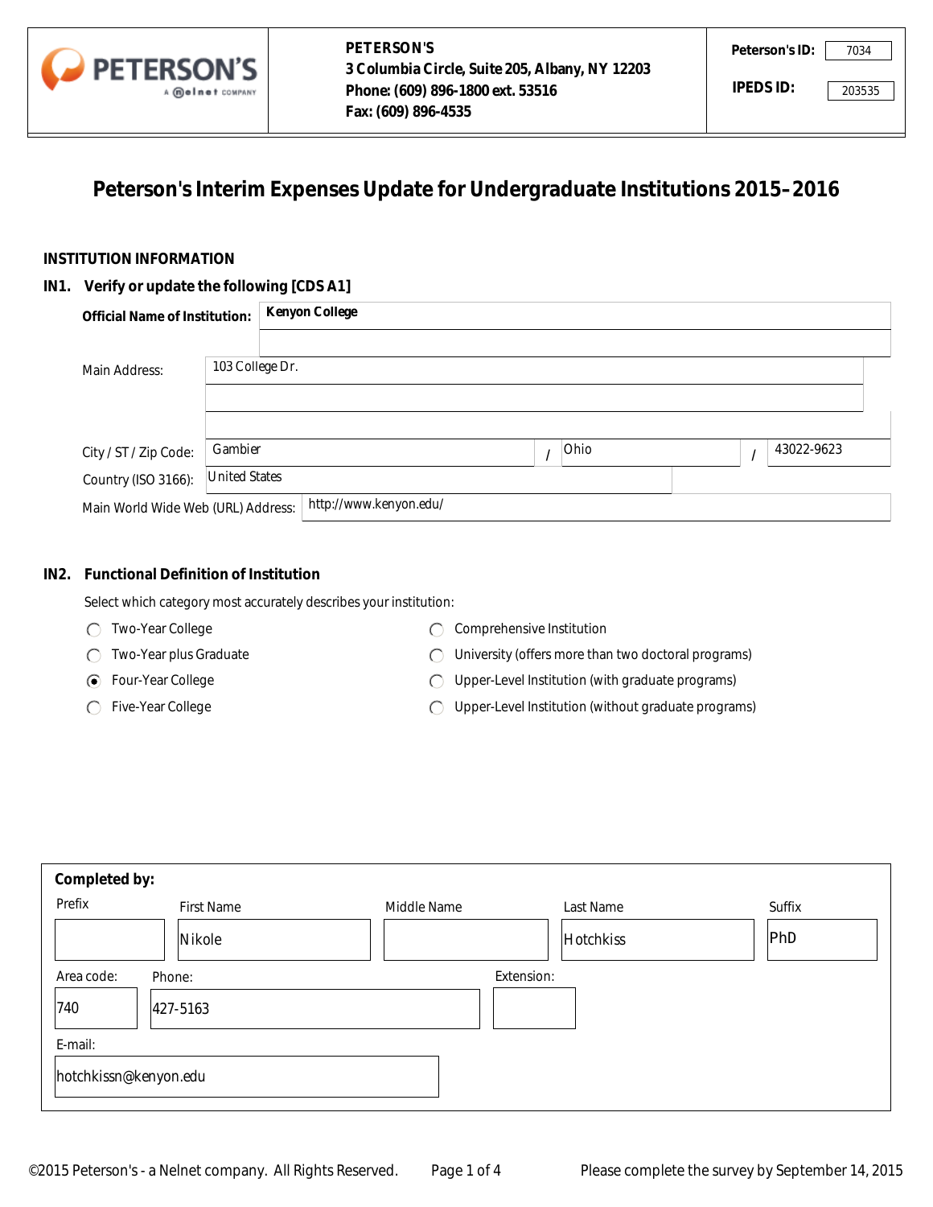PETERSON'S
3 Columbia Circle, Suite 205, Albany, NY 12203
Phone: (609) 896-1800 ext. 53516
Fax: (609) 896-4535

Peterson's ID: 7034

IPEDS ID: 203535

# Peterson's Interim Expenses Update for Undergraduate Institutions 2015–2016

## INSTITUTION INFORMATION

### IN1. Verify or update the following [CDS A1]

**Official Name of Institution:** Kenyon College

Main Address: 103 College Dr.

City / ST / Zip Code: Gambier / Ohio / 43022-9623

Country (ISO 3166): United States

Main World Wide Web (URL) Address: http://www.kenyon.edu/

### IN2. Functional Definition of Institution

Select which category most accurately describes your institution:

- ○ Two-Year College
- ○ Two-Year plus Graduate
- ● Four-Year College
- ○ Five-Year College
- ○ Comprehensive Institution
- ○ University (offers more than two doctoral programs)
- ○ Upper-Level Institution (with graduate programs)
- ○ Upper-Level Institution (without graduate programs)

**Completed by:**

| Prefix | First Name | Middle Name | Last Name | Suffix |
|---|---|---|---|---|
| | Nikole | | Hotchkiss | PhD |

| Area code: | Phone: | Extension: |
|---|---|---|
| 740 | 427-5163 | |

E-mail: hotchkissn@kenyon.edu

©2015 Peterson's - a Nelnet company. All Rights Reserved.

Please complete the survey by September 14, 2015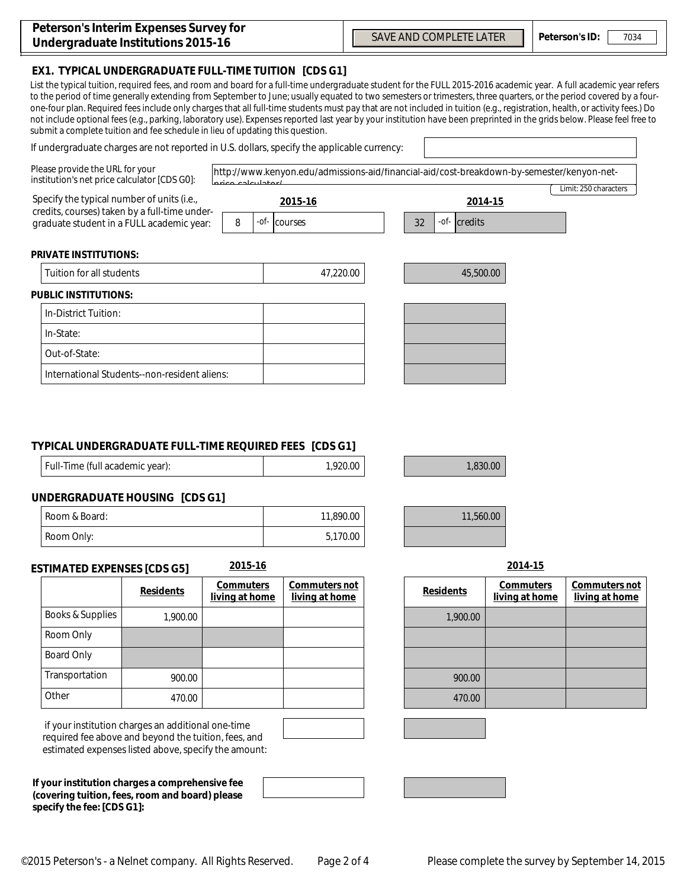# Peterson's Interim Expenses Survey for Undergraduate Institutions 2015-16

SAVE AND COMPLETE LATER

**Peterson's ID:** 7034

## EX1. TYPICAL UNDERGRADUATE FULL-TIME TUITION [CDS G1]

List the typical tuition, required fees, and room and board for a full-time undergraduate student for the FULL 2015-2016 academic year. A full academic year refers to the period of time generally extending from September to June; usually equated to two semesters or trimesters, three quarters, or the period covered by a four-one-four plan. Required fees include only charges that all full-time students must pay that are not included in tuition (e.g., registration, health, or activity fees.) Do not include optional fees (e.g., parking, laboratory use). Expenses reported last year by your institution have been preprinted in the grids below. Please feel free to submit a complete tuition and fee schedule in lieu of updating this question.

If undergraduate charges are not reported in U.S. dollars, specify the applicable currency:

Please provide the URL for your institution's net price calculator [CDS G0]: http://www.kenyon.edu/admissions-aid/financial-aid/cost-breakdown-by-semester/kenyon-net-price-calculator/

Limit: 250 characters

| Specify the typical number of units (i.e., credits, courses) taken by a full-time undergraduate student in a FULL academic year: | 2015-16 | 2014-15 |
|---|---|---|
| | 8 -of- courses | 32 -of- credits |

**PRIVATE INSTITUTIONS:**

| | 2015-16 | 2014-15 |
|---|---|---|
| Tuition for all students | 47,220.00 | 45,500.00 |

**PUBLIC INSTITUTIONS:**

| | 2015-16 | 2014-15 |
|---|---|---|
| In-District Tuition: | | |
| In-State: | | |
| Out-of-State: | | |
| International Students--non-resident aliens: | | |

### TYPICAL UNDERGRADUATE FULL-TIME REQUIRED FEES [CDS G1]

| | 2015-16 | 2014-15 |
|---|---|---|
| Full-Time (full academic year): | 1,920.00 | 1,830.00 |

### UNDERGRADUATE HOUSING [CDS G1]

| | 2015-16 | 2014-15 |
|---|---|---|
| Room & Board: | 11,890.00 | 11,560.00 |
| Room Only: | 5,170.00 | |

### ESTIMATED EXPENSES [CDS G5]

| | 2015-16 Residents | 2015-16 Commuters living at home | 2015-16 Commuters not living at home | 2014-15 Residents | 2014-15 Commuters living at home | 2014-15 Commuters not living at home |
|---|---|---|---|---|---|---|
| Books & Supplies | 1,900.00 | | | 1,900.00 | | |
| Room Only | | | | | | |
| Board Only | | | | | | |
| Transportation | 900.00 | | | 900.00 | | |
| Other | 470.00 | | | 470.00 | | |

if your institution charges an additional one-time required fee above and beyond the tuition, fees, and estimated expenses listed above, specify the amount:

**If your institution charges a comprehensive fee (covering tuition, fees, room and board) please specify the fee: [CDS G1]:**

Please complete the survey by September 14, 2015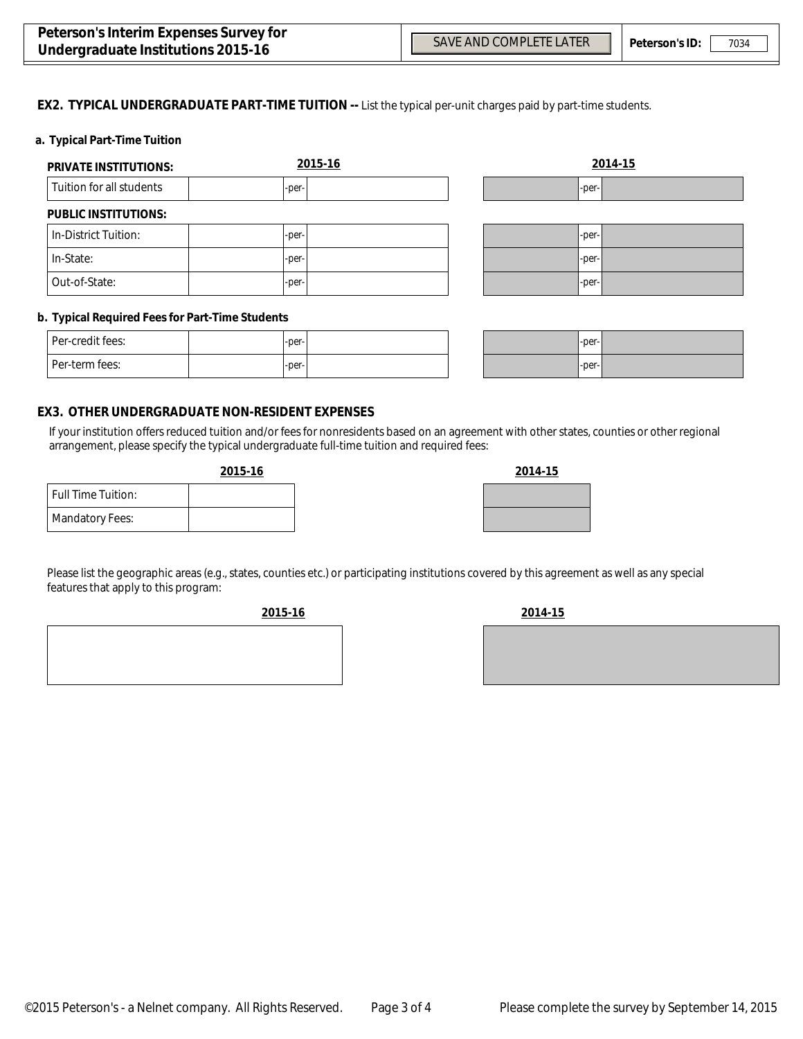## EX2. TYPICAL UNDERGRADUATE PART-TIME TUITION -- List the typical per-unit charges paid by part-time students.

### a. Typical Part-Time Tuition

| | 2015-16 | | | 2014-15 | | |
|---|---|---|---|---|---|---|
| **PRIVATE INSTITUTIONS:** | | | | | | |
| Tuition for all students | | -per- | | | -per- | |
| **PUBLIC INSTITUTIONS:** | | | | | | |
| In-District Tuition: | | -per- | | | -per- | |
| In-State: | | -per- | | | -per- | |
| Out-of-State: | | -per- | | | -per- | |

### b. Typical Required Fees for Part-Time Students

| | 2015-16 | | | 2014-15 | | |
|---|---|---|---|---|---|---|
| Per-credit fees: | | -per- | | | -per- | |
| Per-term fees: | | -per- | | | -per- | |

## EX3. OTHER UNDERGRADUATE NON-RESIDENT EXPENSES

If your institution offers reduced tuition and/or fees for nonresidents based on an agreement with other states, counties or other regional arrangement, please specify the typical undergraduate full-time tuition and required fees:

| | 2015-16 | 2014-15 |
|---|---|---|
| Full Time Tuition: | | |
| Mandatory Fees: | | |

Please list the geographic areas (e.g., states, counties etc.) or participating institutions covered by this agreement as well as any special features that apply to this program:

| 2015-16 | 2014-15 |
|---|---|
| | |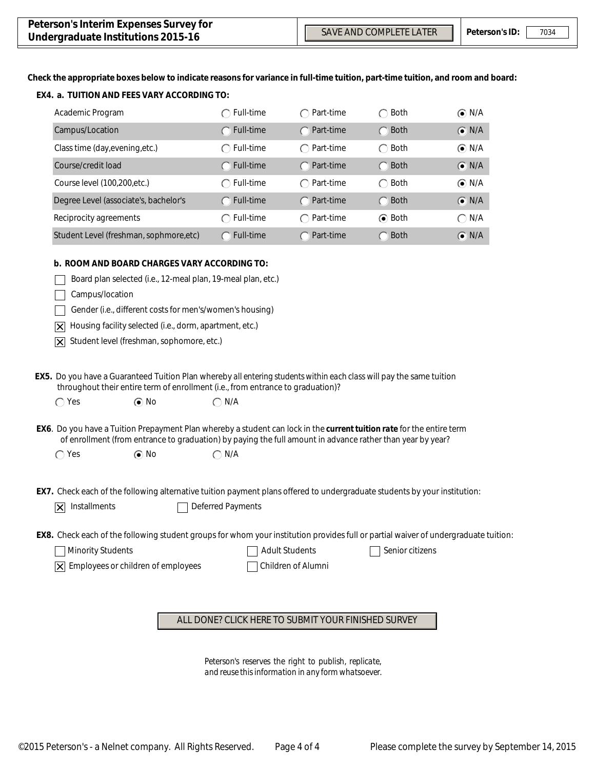Peterson's Interim Expenses Survey for Undergraduate Institutions 2015-16

SAVE AND COMPLETE LATER

Peterson's ID: 7034

**Check the appropriate boxes below to indicate reasons for variance in full-time tuition, part-time tuition, and room and board:**

**EX4. a. TUITION AND FEES VARY ACCORDING TO:**

| | Full-time | Part-time | Both | N/A |
|---|---|---|---|---|
| Academic Program | ○ | ○ | ○ | ◉ |
| Campus/Location | ○ | ○ | ○ | ◉ |
| Class time (day,evening,etc.) | ○ | ○ | ○ | ◉ |
| Course/credit load | ○ | ○ | ○ | ◉ |
| Course level (100,200,etc.) | ○ | ○ | ○ | ◉ |
| Degree Level (associate's, bachelor's | ○ | ○ | ○ | ◉ |
| Reciprocity agreements | ○ | ○ | ◉ | ○ |
| Student Level (freshman, sophmore,etc) | ○ | ○ | ○ | ◉ |

**b. ROOM AND BOARD CHARGES VARY ACCORDING TO:**

- [ ] Board plan selected (i.e., 12-meal plan, 19-meal plan, etc.)
- [ ] Campus/location
- [ ] Gender (i.e., different costs for men's/women's housing)
- [x] Housing facility selected (i.e., dorm, apartment, etc.)
- [x] Student level (freshman, sophomore, etc.)

**EX5.** Do you have a Guaranteed Tuition Plan whereby all entering students within each class will pay the same tuition throughout their entire term of enrollment (i.e., from entrance to graduation)?

○ Yes ◉ No ○ N/A

**EX6**. Do you have a Tuition Prepayment Plan whereby a student can lock in the **current tuition rate** for the entire term of enrollment (from entrance to graduation) by paying the full amount in advance rather than year by year?

○ Yes ◉ No ○ N/A

**EX7.** Check each of the following alternative tuition payment plans offered to undergraduate students by your institution:

- [x] Installments
- [ ] Deferred Payments

**EX8.** Check each of the following student groups for whom your institution provides full or partial waiver of undergraduate tuition:

- [ ] Minority Students
- [ ] Adult Students
- [ ] Senior citizens
- [x] Employees or children of employees
- [ ] Children of Alumni

ALL DONE? CLICK HERE TO SUBMIT YOUR FINISHED SURVEY

*Peterson's reserves the right to publish, replicate, and reuse this information in any form whatsoever.*

©2015 Peterson's - a Nelnet company. All Rights Reserved. Please complete the survey by September 14, 2015